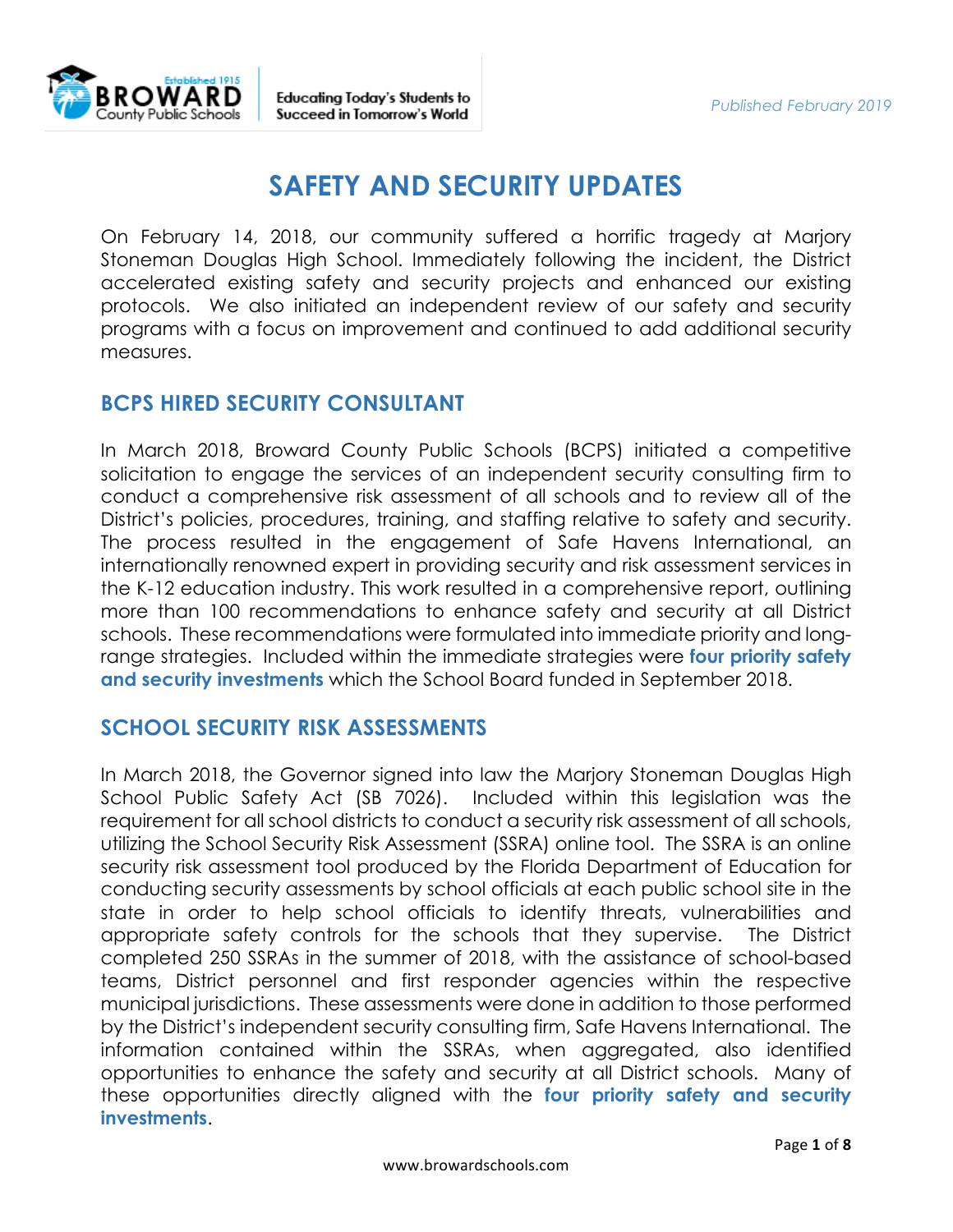Published February 2019

# SAFETY AND SECURITY UPDATES

On February 14, 2018, our community suffered a horrific tragedy at Marjory Stoneman Douglas High School. Immediately following the incident, the District accelerated existing safety and security projects and enhanced our existing protocols. We also initiated an independent review of our safety and security programs with a focus on improvement and continued to add additional security measures.

## BCPS HIRED SECURITY CONSULTANT

In March 2018, Broward County Public Schools (BCPS) initiated a competitive solicitation to engage the services of an independent security consulting firm to conduct a comprehensive risk assessment of all schools and to review all of the District's policies, procedures, training, and staffing relative to safety and security. The process resulted in the engagement of Safe Havens International, an internationally renowned expert in providing security and risk assessment services in the K-12 education industry. This work resulted in a comprehensive report, outlining more than 100 recommendations to enhance safety and security at all District schools. These recommendations were formulated into immediate priority and long-range strategies. Included within the immediate strategies were **four priority safety and security investments** which the School Board funded in September 2018.

## SCHOOL SECURITY RISK ASSESSMENTS

In March 2018, the Governor signed into law the Marjory Stoneman Douglas High School Public Safety Act (SB 7026). Included within this legislation was the requirement for all school districts to conduct a security risk assessment of all schools, utilizing the School Security Risk Assessment (SSRA) online tool. The SSRA is an online security risk assessment tool produced by the Florida Department of Education for conducting security assessments by school officials at each public school site in the state in order to help school officials to identify threats, vulnerabilities and appropriate safety controls for the schools that they supervise. The District completed 250 SSRAs in the summer of 2018, with the assistance of school-based teams, District personnel and first responder agencies within the respective municipal jurisdictions. These assessments were done in addition to those performed by the District's independent security consulting firm, Safe Havens International. The information contained within the SSRAs, when aggregated, also identified opportunities to enhance the safety and security at all District schools. Many of these opportunities directly aligned with the **four priority safety and security investments**.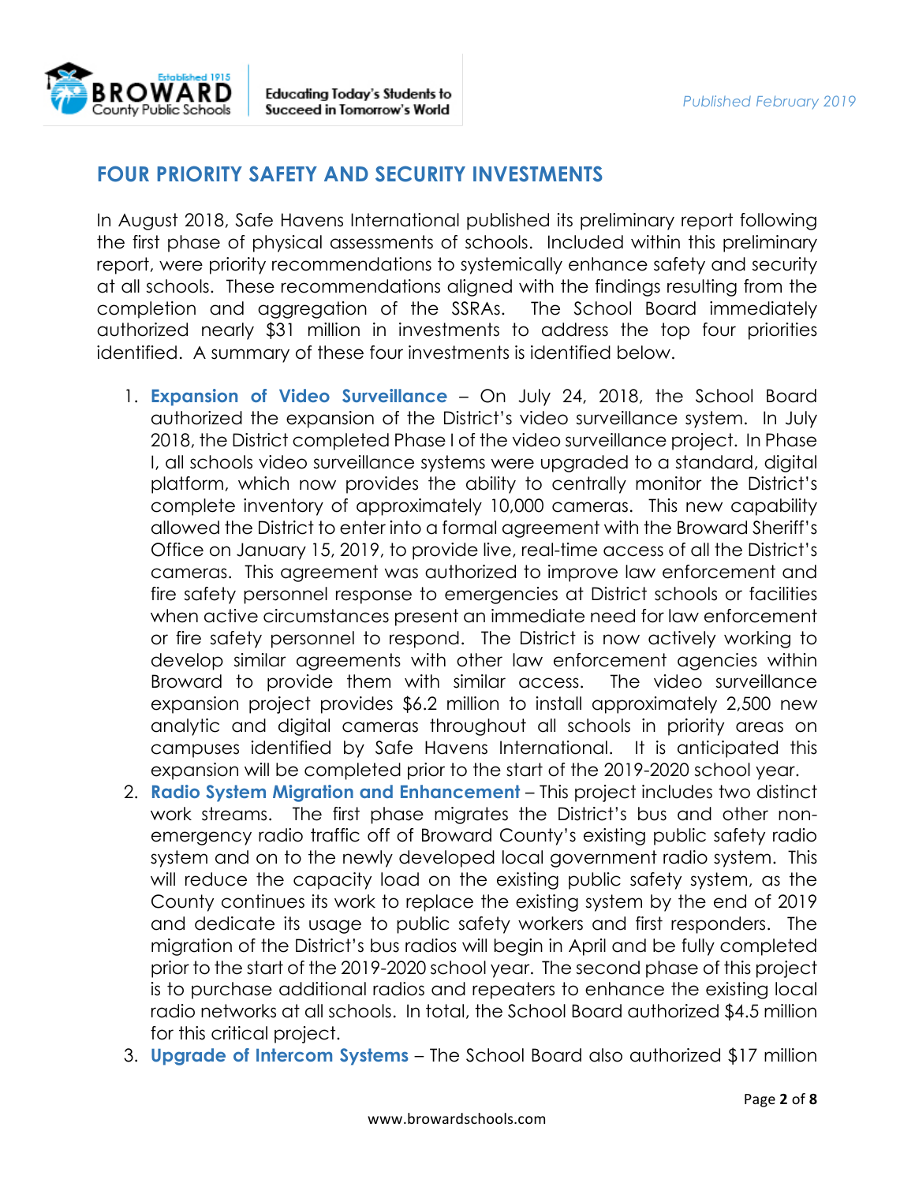## FOUR PRIORITY SAFETY AND SECURITY INVESTMENTS

In August 2018, Safe Havens International published its preliminary report following the first phase of physical assessments of schools. Included within this preliminary report, were priority recommendations to systemically enhance safety and security at all schools. These recommendations aligned with the findings resulting from the completion and aggregation of the SSRAs. The School Board immediately authorized nearly $31 million in investments to address the top four priorities identified. A summary of these four investments is identified below.

1. **Expansion of Video Surveillance** – On July 24, 2018, the School Board authorized the expansion of the District's video surveillance system. In July 2018, the District completed Phase I of the video surveillance project. In Phase I, all schools video surveillance systems were upgraded to a standard, digital platform, which now provides the ability to centrally monitor the District's complete inventory of approximately 10,000 cameras. This new capability allowed the District to enter into a formal agreement with the Broward Sheriff's Office on January 15, 2019, to provide live, real-time access of all the District's cameras. This agreement was authorized to improve law enforcement and fire safety personnel response to emergencies at District schools or facilities when active circumstances present an immediate need for law enforcement or fire safety personnel to respond. The District is now actively working to develop similar agreements with other law enforcement agencies within Broward to provide them with similar access. The video surveillance expansion project provides $6.2 million to install approximately 2,500 new analytic and digital cameras throughout all schools in priority areas on campuses identified by Safe Havens International. It is anticipated this expansion will be completed prior to the start of the 2019-2020 school year.
2. **Radio System Migration and Enhancement** – This project includes two distinct work streams. The first phase migrates the District's bus and other non-emergency radio traffic off of Broward County's existing public safety radio system and on to the newly developed local government radio system. This will reduce the capacity load on the existing public safety system, as the County continues its work to replace the existing system by the end of 2019 and dedicate its usage to public safety workers and first responders. The migration of the District's bus radios will begin in April and be fully completed prior to the start of the 2019-2020 school year. The second phase of this project is to purchase additional radios and repeaters to enhance the existing local radio networks at all schools. In total, the School Board authorized $4.5 million for this critical project.
3. **Upgrade of Intercom Systems** – The School Board also authorized $17 million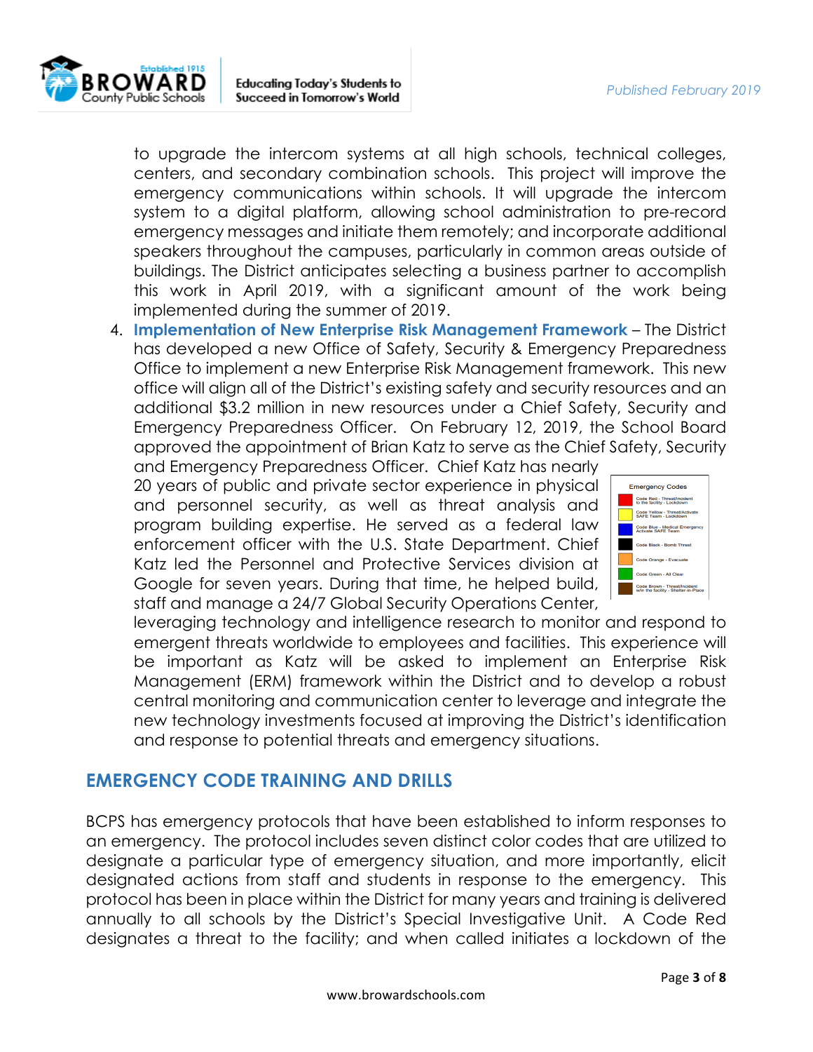to upgrade the intercom systems at all high schools, technical colleges, centers, and secondary combination schools. This project will improve the emergency communications within schools. It will upgrade the intercom system to a digital platform, allowing school administration to pre-record emergency messages and initiate them remotely; and incorporate additional speakers throughout the campuses, particularly in common areas outside of buildings. The District anticipates selecting a business partner to accomplish this work in April 2019, with a significant amount of the work being implemented during the summer of 2019.

4. **Implementation of New Enterprise Risk Management Framework** – The District has developed a new Office of Safety, Security & Emergency Preparedness Office to implement a new Enterprise Risk Management framework. This new office will align all of the District's existing safety and security resources and an additional $3.2 million in new resources under a Chief Safety, Security and Emergency Preparedness Officer. On February 12, 2019, the School Board approved the appointment of Brian Katz to serve as the Chief Safety, Security and Emergency Preparedness Officer. Chief Katz has nearly 20 years of public and private sector experience in physical and personnel security, as well as threat analysis and program building expertise. He served as a federal law enforcement officer with the U.S. State Department. Chief Katz led the Personnel and Protective Services division at Google for seven years. During that time, he helped build, staff and manage a 24/7 Global Security Operations Center, leveraging technology and intelligence research to monitor and respond to emergent threats worldwide to employees and facilities. This experience will be important as Katz will be asked to implement an Enterprise Risk Management (ERM) framework within the District and to develop a robust central monitoring and communication center to leverage and integrate the new technology investments focused at improving the District's identification and response to potential threats and emergency situations.

Emergency Codes
Code Red - Threat/Incident to the facility - Lockdown
Code Yellow - Threat/Activate SAFE Team - Lockdown
Code Blue - Medical Emergency Activate SAFE Team
Code Black - Bomb Threat
Code Orange - Evacuate
Code Green - All Clear
Code Brown - Threat/Incident w/in the facility - Shelter-in-Place

## EMERGENCY CODE TRAINING AND DRILLS

BCPS has emergency protocols that have been established to inform responses to an emergency. The protocol includes seven distinct color codes that are utilized to designate a particular type of emergency situation, and more importantly, elicit designated actions from staff and students in response to the emergency. This protocol has been in place within the District for many years and training is delivered annually to all schools by the District's Special Investigative Unit. A Code Red designates a threat to the facility; and when called initiates a lockdown of the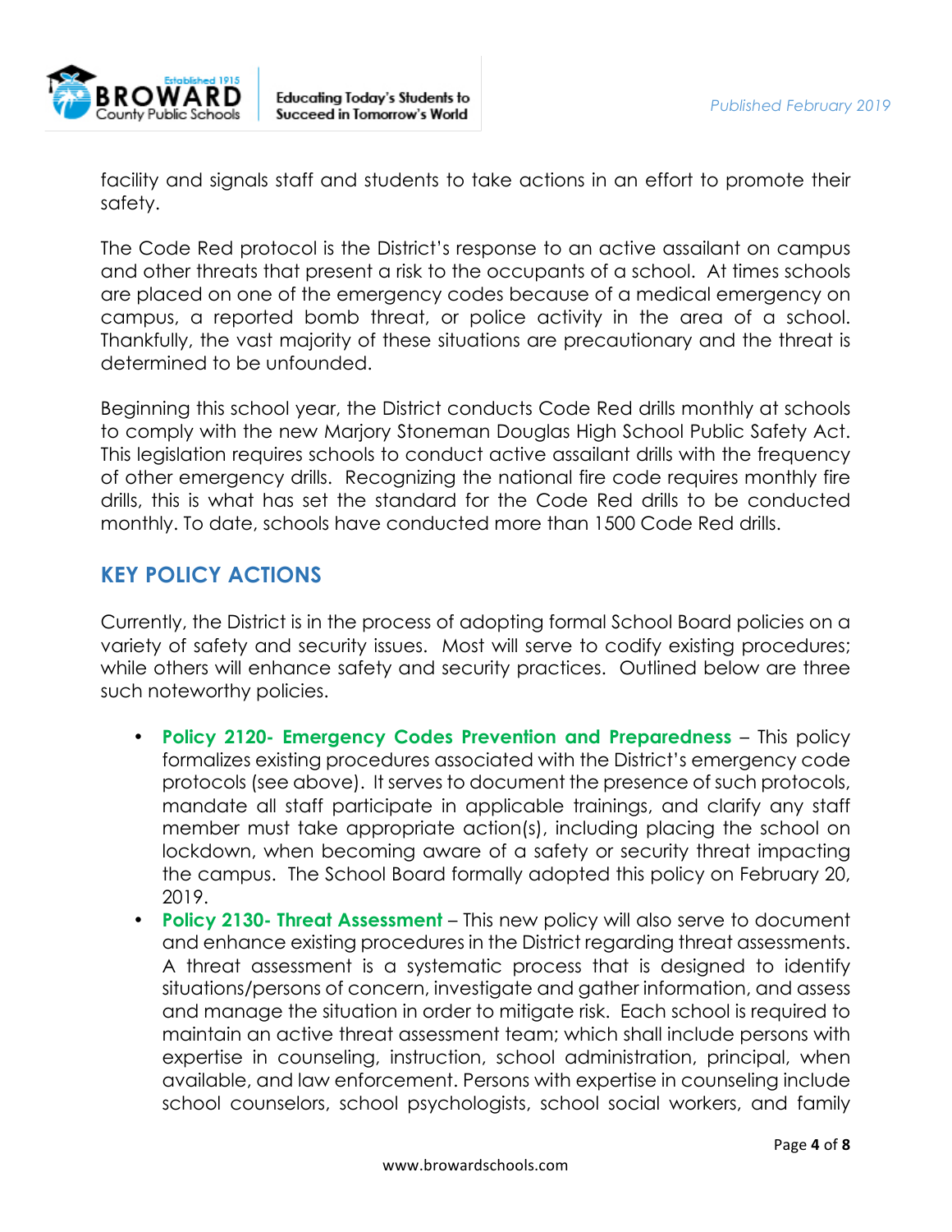facility and signals staff and students to take actions in an effort to promote their safety.

The Code Red protocol is the District's response to an active assailant on campus and other threats that present a risk to the occupants of a school. At times schools are placed on one of the emergency codes because of a medical emergency on campus, a reported bomb threat, or police activity in the area of a school. Thankfully, the vast majority of these situations are precautionary and the threat is determined to be unfounded.

Beginning this school year, the District conducts Code Red drills monthly at schools to comply with the new Marjory Stoneman Douglas High School Public Safety Act. This legislation requires schools to conduct active assailant drills with the frequency of other emergency drills. Recognizing the national fire code requires monthly fire drills, this is what has set the standard for the Code Red drills to be conducted monthly. To date, schools have conducted more than 1500 Code Red drills.

## KEY POLICY ACTIONS

Currently, the District is in the process of adopting formal School Board policies on a variety of safety and security issues. Most will serve to codify existing procedures; while others will enhance safety and security practices. Outlined below are three such noteworthy policies.

- **Policy 2120- Emergency Codes Prevention and Preparedness** – This policy formalizes existing procedures associated with the District's emergency code protocols (see above). It serves to document the presence of such protocols, mandate all staff participate in applicable trainings, and clarify any staff member must take appropriate action(s), including placing the school on lockdown, when becoming aware of a safety or security threat impacting the campus. The School Board formally adopted this policy on February 20, 2019.
- **Policy 2130- Threat Assessment** – This new policy will also serve to document and enhance existing procedures in the District regarding threat assessments. A threat assessment is a systematic process that is designed to identify situations/persons of concern, investigate and gather information, and assess and manage the situation in order to mitigate risk. Each school is required to maintain an active threat assessment team; which shall include persons with expertise in counseling, instruction, school administration, principal, when available, and law enforcement. Persons with expertise in counseling include school counselors, school psychologists, school social workers, and family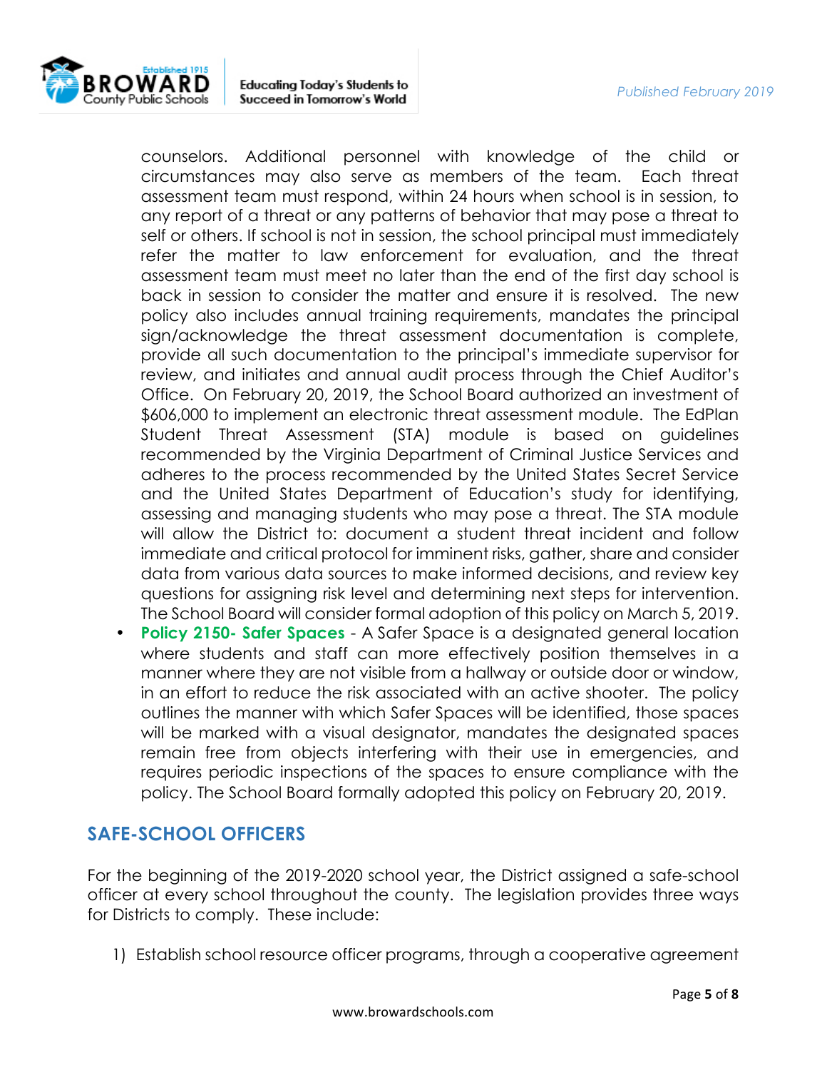counselors. Additional personnel with knowledge of the child or circumstances may also serve as members of the team. Each threat assessment team must respond, within 24 hours when school is in session, to any report of a threat or any patterns of behavior that may pose a threat to self or others. If school is not in session, the school principal must immediately refer the matter to law enforcement for evaluation, and the threat assessment team must meet no later than the end of the first day school is back in session to consider the matter and ensure it is resolved. The new policy also includes annual training requirements, mandates the principal sign/acknowledge the threat assessment documentation is complete, provide all such documentation to the principal's immediate supervisor for review, and initiates and annual audit process through the Chief Auditor's Office. On February 20, 2019, the School Board authorized an investment of $606,000 to implement an electronic threat assessment module. The EdPlan Student Threat Assessment (STA) module is based on guidelines recommended by the Virginia Department of Criminal Justice Services and adheres to the process recommended by the United States Secret Service and the United States Department of Education's study for identifying, assessing and managing students who may pose a threat. The STA module will allow the District to: document a student threat incident and follow immediate and critical protocol for imminent risks, gather, share and consider data from various data sources to make informed decisions, and review key questions for assigning risk level and determining next steps for intervention. The School Board will consider formal adoption of this policy on March 5, 2019.

- **Policy 2150- Safer Spaces** - A Safer Space is a designated general location where students and staff can more effectively position themselves in a manner where they are not visible from a hallway or outside door or window, in an effort to reduce the risk associated with an active shooter. The policy outlines the manner with which Safer Spaces will be identified, those spaces will be marked with a visual designator, mandates the designated spaces remain free from objects interfering with their use in emergencies, and requires periodic inspections of the spaces to ensure compliance with the policy. The School Board formally adopted this policy on February 20, 2019.

## SAFE-SCHOOL OFFICERS

For the beginning of the 2019-2020 school year, the District assigned a safe-school officer at every school throughout the county. The legislation provides three ways for Districts to comply. These include:

1) Establish school resource officer programs, through a cooperative agreement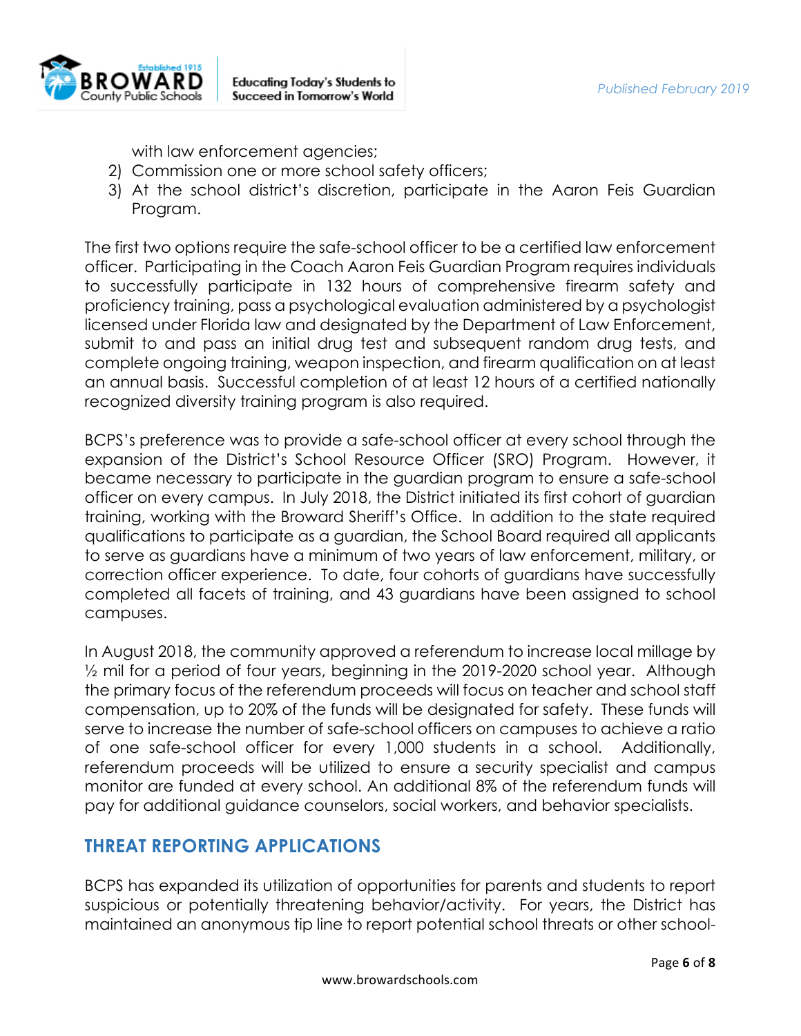with law enforcement agencies;
2) Commission one or more school safety officers;
3) At the school district's discretion, participate in the Aaron Feis Guardian Program.

The first two options require the safe-school officer to be a certified law enforcement officer. Participating in the Coach Aaron Feis Guardian Program requires individuals to successfully participate in 132 hours of comprehensive firearm safety and proficiency training, pass a psychological evaluation administered by a psychologist licensed under Florida law and designated by the Department of Law Enforcement, submit to and pass an initial drug test and subsequent random drug tests, and complete ongoing training, weapon inspection, and firearm qualification on at least an annual basis. Successful completion of at least 12 hours of a certified nationally recognized diversity training program is also required.

BCPS's preference was to provide a safe-school officer at every school through the expansion of the District's School Resource Officer (SRO) Program. However, it became necessary to participate in the guardian program to ensure a safe-school officer on every campus. In July 2018, the District initiated its first cohort of guardian training, working with the Broward Sheriff's Office. In addition to the state required qualifications to participate as a guardian, the School Board required all applicants to serve as guardians have a minimum of two years of law enforcement, military, or correction officer experience. To date, four cohorts of guardians have successfully completed all facets of training, and 43 guardians have been assigned to school campuses.

In August 2018, the community approved a referendum to increase local millage by ½ mil for a period of four years, beginning in the 2019-2020 school year. Although the primary focus of the referendum proceeds will focus on teacher and school staff compensation, up to 20% of the funds will be designated for safety. These funds will serve to increase the number of safe-school officers on campuses to achieve a ratio of one safe-school officer for every 1,000 students in a school. Additionally, referendum proceeds will be utilized to ensure a security specialist and campus monitor are funded at every school. An additional 8% of the referendum funds will pay for additional guidance counselors, social workers, and behavior specialists.

## THREAT REPORTING APPLICATIONS

BCPS has expanded its utilization of opportunities for parents and students to report suspicious or potentially threatening behavior/activity. For years, the District has maintained an anonymous tip line to report potential school threats or other school-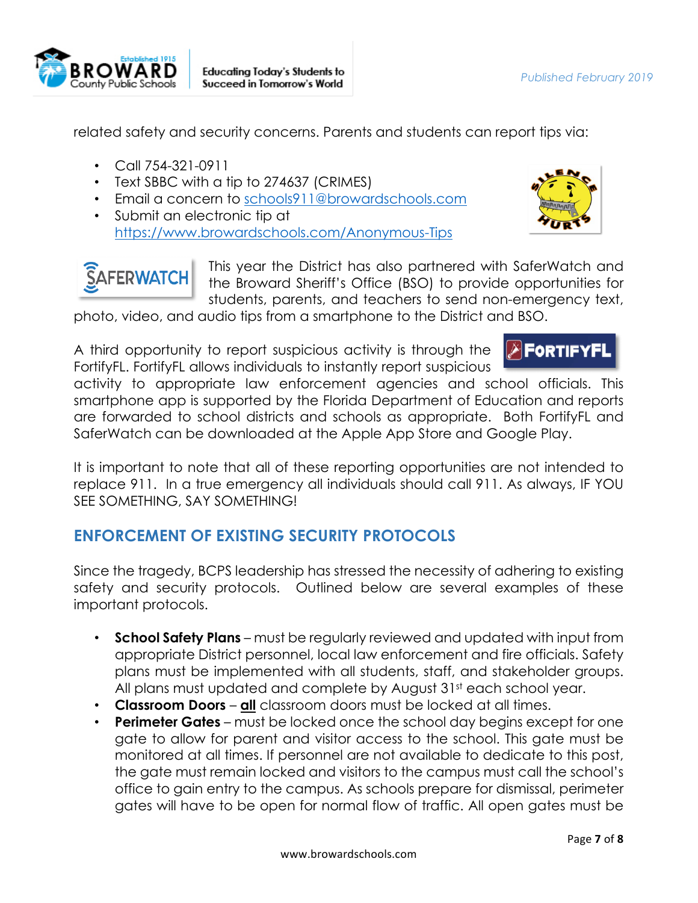related safety and security concerns. Parents and students can report tips via:

- Call 754-321-0911
- Text SBBC with a tip to 274637 (CRIMES)
- Email a concern to schools911@browardschools.com
- Submit an electronic tip at https://www.browardschools.com/Anonymous-Tips

This year the District has also partnered with SaferWatch and the Broward Sheriff's Office (BSO) to provide opportunities for students, parents, and teachers to send non-emergency text, photo, video, and audio tips from a smartphone to the District and BSO.

A third opportunity to report suspicious activity is through the FortifyFL. FortifyFL allows individuals to instantly report suspicious activity to appropriate law enforcement agencies and school officials. This smartphone app is supported by the Florida Department of Education and reports are forwarded to school districts and schools as appropriate. Both FortifyFL and SaferWatch can be downloaded at the Apple App Store and Google Play.

It is important to note that all of these reporting opportunities are not intended to replace 911. In a true emergency all individuals should call 911. As always, IF YOU SEE SOMETHING, SAY SOMETHING!

## ENFORCEMENT OF EXISTING SECURITY PROTOCOLS

Since the tragedy, BCPS leadership has stressed the necessity of adhering to existing safety and security protocols. Outlined below are several examples of these important protocols.

- **School Safety Plans** – must be regularly reviewed and updated with input from appropriate District personnel, local law enforcement and fire officials. Safety plans must be implemented with all students, staff, and stakeholder groups. All plans must updated and complete by August 31st each school year.
- **Classroom Doors** – **all** classroom doors must be locked at all times.
- **Perimeter Gates** – must be locked once the school day begins except for one gate to allow for parent and visitor access to the school. This gate must be monitored at all times. If personnel are not available to dedicate to this post, the gate must remain locked and visitors to the campus must call the school's office to gain entry to the campus. As schools prepare for dismissal, perimeter gates will have to be open for normal flow of traffic. All open gates must be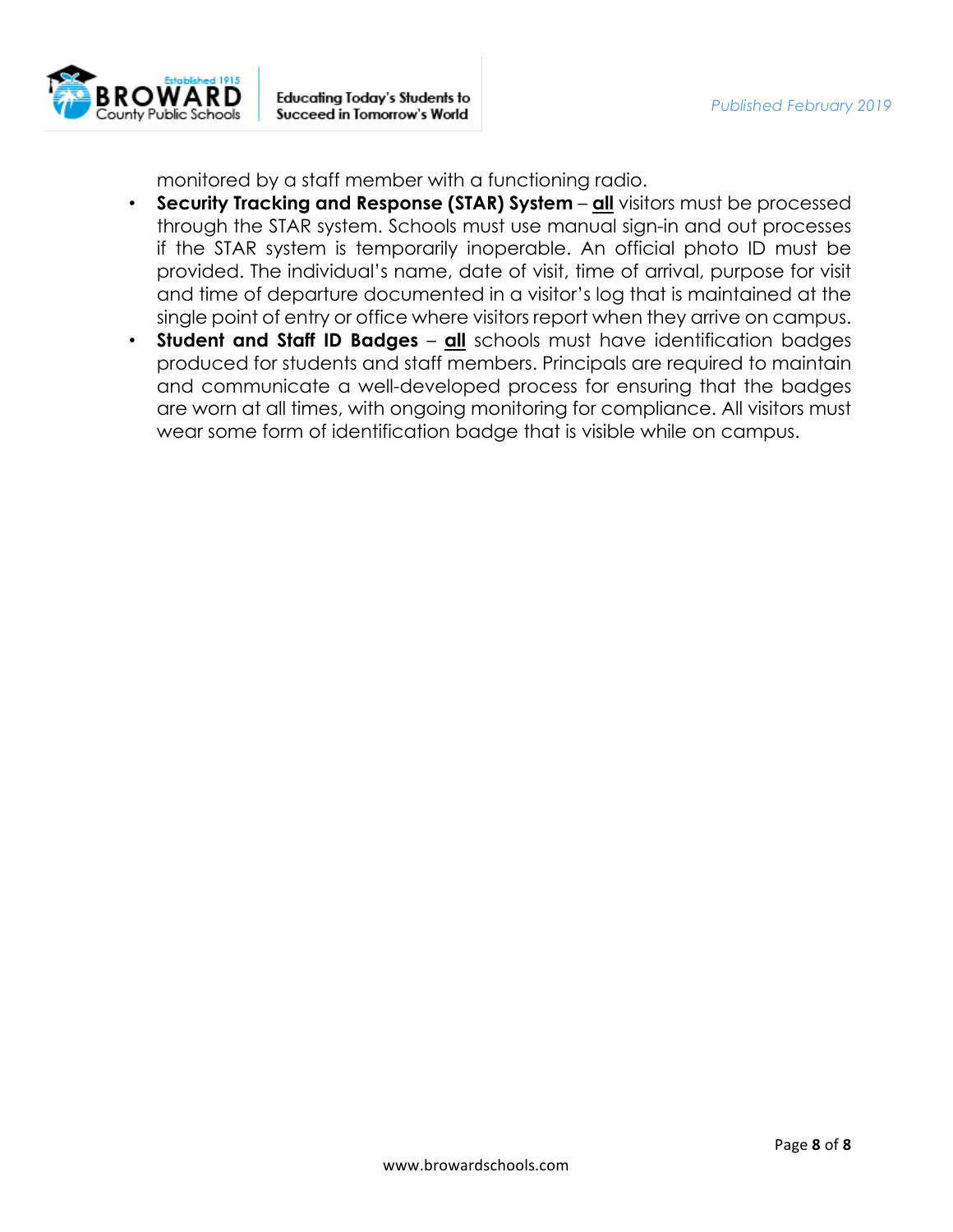monitored by a staff member with a functioning radio.

- **Security Tracking and Response (STAR) System** – **all** visitors must be processed through the STAR system. Schools must use manual sign-in and out processes if the STAR system is temporarily inoperable. An official photo ID must be provided. The individual's name, date of visit, time of arrival, purpose for visit and time of departure documented in a visitor's log that is maintained at the single point of entry or office where visitors report when they arrive on campus.
- **Student and Staff ID Badges** – **all** schools must have identification badges produced for students and staff members. Principals are required to maintain and communicate a well-developed process for ensuring that the badges are worn at all times, with ongoing monitoring for compliance. All visitors must wear some form of identification badge that is visible while on campus.